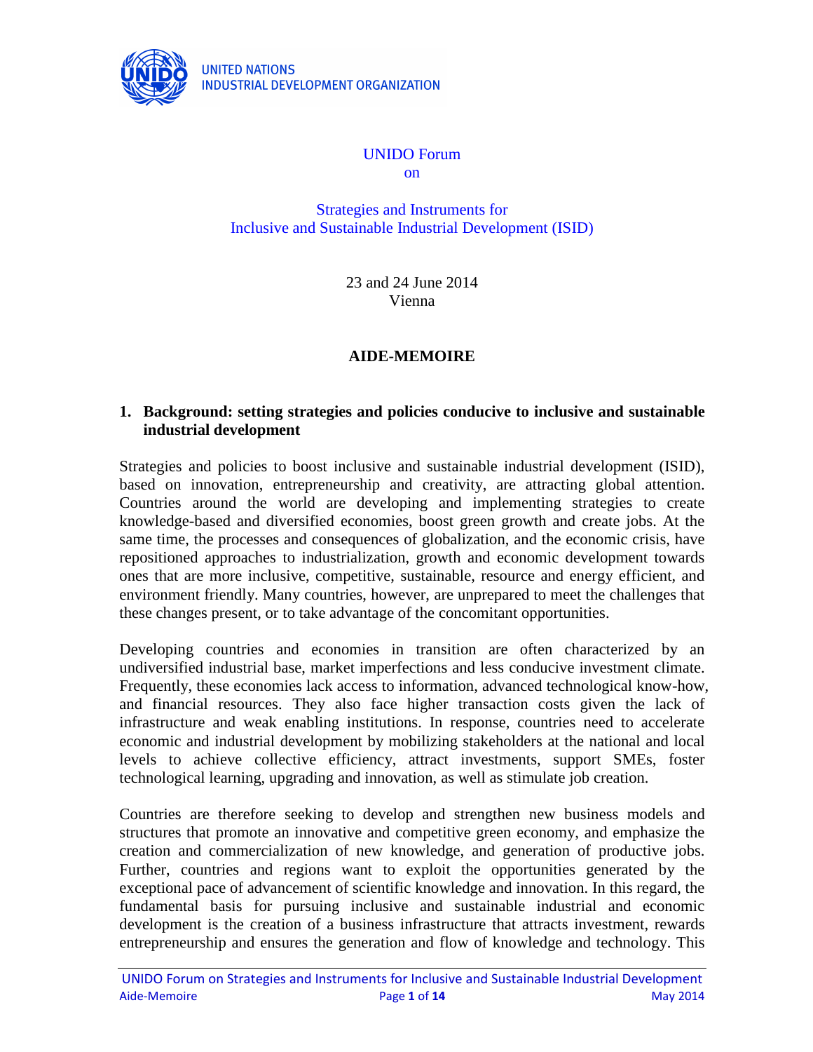UNITED NATIONS
INDUSTRIAL DEVELOPMENT ORGANIZATION

# UNIDO Forum on Strategies and Instruments for Inclusive and Sustainable Industrial Development (ISID)

23 and 24 June 2014
Vienna

## AIDE-MEMOIRE

### 1. Background: setting strategies and policies conducive to inclusive and sustainable industrial development

Strategies and policies to boost inclusive and sustainable industrial development (ISID), based on innovation, entrepreneurship and creativity, are attracting global attention. Countries around the world are developing and implementing strategies to create knowledge-based and diversified economies, boost green growth and create jobs. At the same time, the processes and consequences of globalization, and the economic crisis, have repositioned approaches to industrialization, growth and economic development towards ones that are more inclusive, competitive, sustainable, resource and energy efficient, and environment friendly. Many countries, however, are unprepared to meet the challenges that these changes present, or to take advantage of the concomitant opportunities.

Developing countries and economies in transition are often characterized by an undiversified industrial base, market imperfections and less conducive investment climate. Frequently, these economies lack access to information, advanced technological know-how, and financial resources. They also face higher transaction costs given the lack of infrastructure and weak enabling institutions. In response, countries need to accelerate economic and industrial development by mobilizing stakeholders at the national and local levels to achieve collective efficiency, attract investments, support SMEs, foster technological learning, upgrading and innovation, as well as stimulate job creation.

Countries are therefore seeking to develop and strengthen new business models and structures that promote an innovative and competitive green economy, and emphasize the creation and commercialization of new knowledge, and generation of productive jobs. Further, countries and regions want to exploit the opportunities generated by the exceptional pace of advancement of scientific knowledge and innovation. In this regard, the fundamental basis for pursuing inclusive and sustainable industrial and economic development is the creation of a business infrastructure that attracts investment, rewards entrepreneurship and ensures the generation and flow of knowledge and technology. This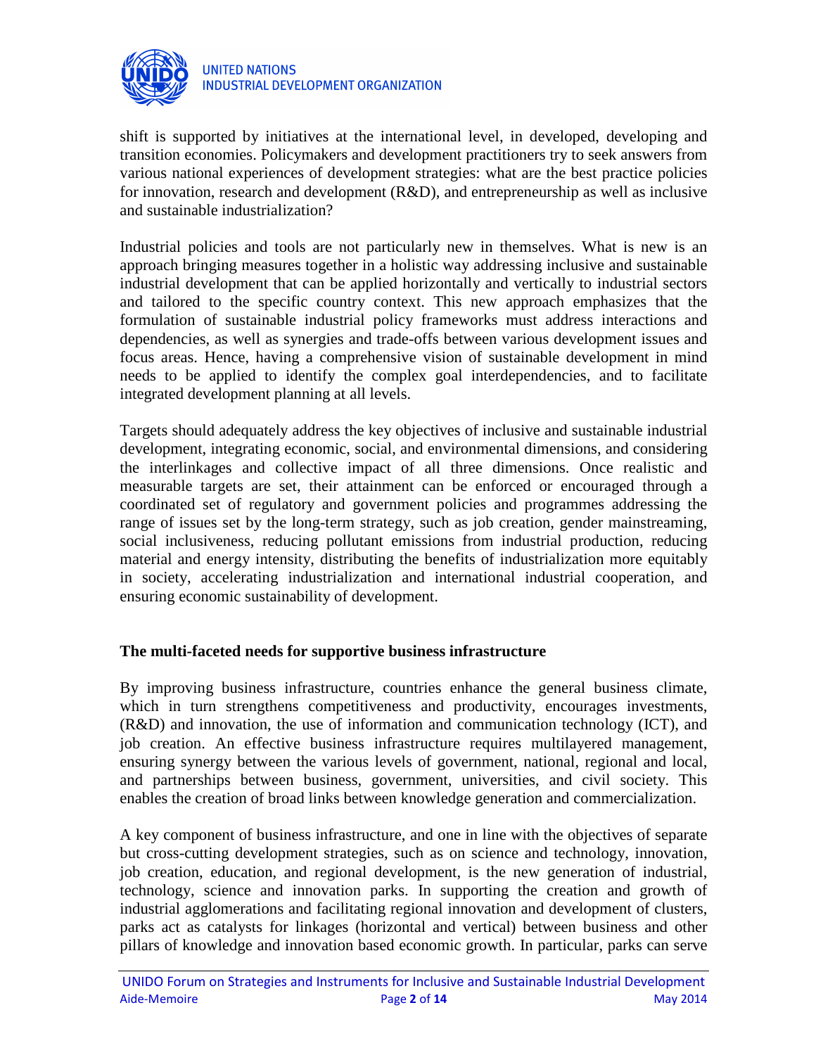shift is supported by initiatives at the international level, in developed, developing and transition economies. Policymakers and development practitioners try to seek answers from various national experiences of development strategies: what are the best practice policies for innovation, research and development (R&D), and entrepreneurship as well as inclusive and sustainable industrialization?

Industrial policies and tools are not particularly new in themselves. What is new is an approach bringing measures together in a holistic way addressing inclusive and sustainable industrial development that can be applied horizontally and vertically to industrial sectors and tailored to the specific country context. This new approach emphasizes that the formulation of sustainable industrial policy frameworks must address interactions and dependencies, as well as synergies and trade-offs between various development issues and focus areas. Hence, having a comprehensive vision of sustainable development in mind needs to be applied to identify the complex goal interdependencies, and to facilitate integrated development planning at all levels.

Targets should adequately address the key objectives of inclusive and sustainable industrial development, integrating economic, social, and environmental dimensions, and considering the interlinkages and collective impact of all three dimensions. Once realistic and measurable targets are set, their attainment can be enforced or encouraged through a coordinated set of regulatory and government policies and programmes addressing the range of issues set by the long-term strategy, such as job creation, gender mainstreaming, social inclusiveness, reducing pollutant emissions from industrial production, reducing material and energy intensity, distributing the benefits of industrialization more equitably in society, accelerating industrialization and international industrial cooperation, and ensuring economic sustainability of development.

**The multi-faceted needs for supportive business infrastructure**

By improving business infrastructure, countries enhance the general business climate, which in turn strengthens competitiveness and productivity, encourages investments, (R&D) and innovation, the use of information and communication technology (ICT), and job creation. An effective business infrastructure requires multilayered management, ensuring synergy between the various levels of government, national, regional and local, and partnerships between business, government, universities, and civil society. This enables the creation of broad links between knowledge generation and commercialization.

A key component of business infrastructure, and one in line with the objectives of separate but cross-cutting development strategies, such as on science and technology, innovation, job creation, education, and regional development, is the new generation of industrial, technology, science and innovation parks. In supporting the creation and growth of industrial agglomerations and facilitating regional innovation and development of clusters, parks act as catalysts for linkages (horizontal and vertical) between business and other pillars of knowledge and innovation based economic growth. In particular, parks can serve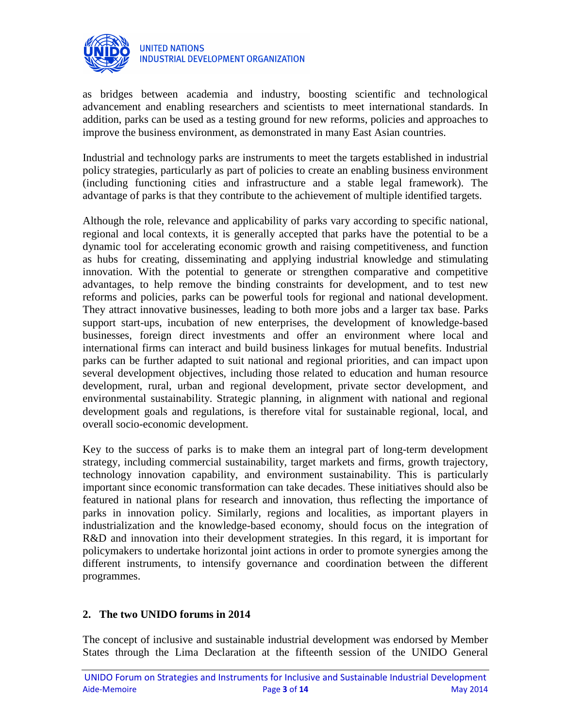as bridges between academia and industry, boosting scientific and technological advancement and enabling researchers and scientists to meet international standards. In addition, parks can be used as a testing ground for new reforms, policies and approaches to improve the business environment, as demonstrated in many East Asian countries.

Industrial and technology parks are instruments to meet the targets established in industrial policy strategies, particularly as part of policies to create an enabling business environment (including functioning cities and infrastructure and a stable legal framework). The advantage of parks is that they contribute to the achievement of multiple identified targets.

Although the role, relevance and applicability of parks vary according to specific national, regional and local contexts, it is generally accepted that parks have the potential to be a dynamic tool for accelerating economic growth and raising competitiveness, and function as hubs for creating, disseminating and applying industrial knowledge and stimulating innovation. With the potential to generate or strengthen comparative and competitive advantages, to help remove the binding constraints for development, and to test new reforms and policies, parks can be powerful tools for regional and national development. They attract innovative businesses, leading to both more jobs and a larger tax base. Parks support start-ups, incubation of new enterprises, the development of knowledge-based businesses, foreign direct investments and offer an environment where local and international firms can interact and build business linkages for mutual benefits. Industrial parks can be further adapted to suit national and regional priorities, and can impact upon several development objectives, including those related to education and human resource development, rural, urban and regional development, private sector development, and environmental sustainability. Strategic planning, in alignment with national and regional development goals and regulations, is therefore vital for sustainable regional, local, and overall socio-economic development.

Key to the success of parks is to make them an integral part of long-term development strategy, including commercial sustainability, target markets and firms, growth trajectory, technology innovation capability, and environment sustainability. This is particularly important since economic transformation can take decades. These initiatives should also be featured in national plans for research and innovation, thus reflecting the importance of parks in innovation policy. Similarly, regions and localities, as important players in industrialization and the knowledge-based economy, should focus on the integration of R&D and innovation into their development strategies. In this regard, it is important for policymakers to undertake horizontal joint actions in order to promote synergies among the different instruments, to intensify governance and coordination between the different programmes.

## 2. The two UNIDO forums in 2014

The concept of inclusive and sustainable industrial development was endorsed by Member States through the Lima Declaration at the fifteenth session of the UNIDO General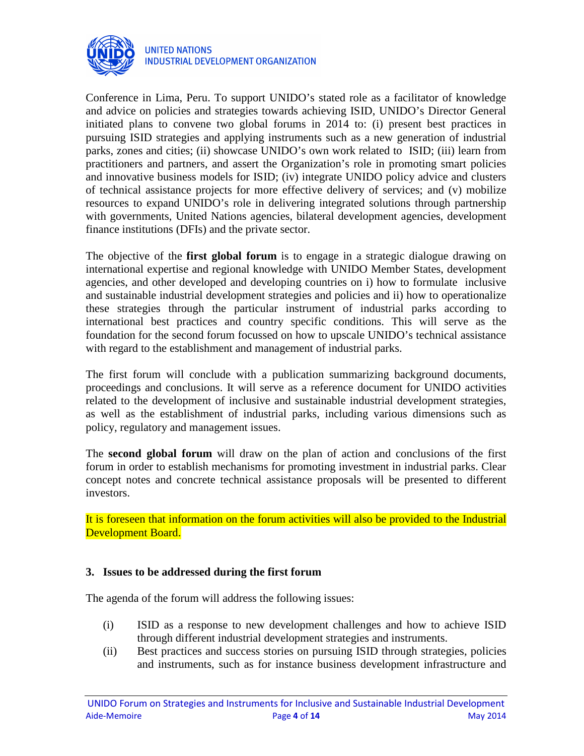Conference in Lima, Peru. To support UNIDO's stated role as a facilitator of knowledge and advice on policies and strategies towards achieving ISID, UNIDO's Director General initiated plans to convene two global forums in 2014 to: (i) present best practices in pursuing ISID strategies and applying instruments such as a new generation of industrial parks, zones and cities; (ii) showcase UNIDO's own work related to ISID; (iii) learn from practitioners and partners, and assert the Organization's role in promoting smart policies and innovative business models for ISID; (iv) integrate UNIDO policy advice and clusters of technical assistance projects for more effective delivery of services; and (v) mobilize resources to expand UNIDO's role in delivering integrated solutions through partnership with governments, United Nations agencies, bilateral development agencies, development finance institutions (DFIs) and the private sector.

The objective of the **first global forum** is to engage in a strategic dialogue drawing on international expertise and regional knowledge with UNIDO Member States, development agencies, and other developed and developing countries on i) how to formulate inclusive and sustainable industrial development strategies and policies and ii) how to operationalize these strategies through the particular instrument of industrial parks according to international best practices and country specific conditions. This will serve as the foundation for the second forum focussed on how to upscale UNIDO's technical assistance with regard to the establishment and management of industrial parks.

The first forum will conclude with a publication summarizing background documents, proceedings and conclusions. It will serve as a reference document for UNIDO activities related to the development of inclusive and sustainable industrial development strategies, as well as the establishment of industrial parks, including various dimensions such as policy, regulatory and management issues.

The **second global forum** will draw on the plan of action and conclusions of the first forum in order to establish mechanisms for promoting investment in industrial parks. Clear concept notes and concrete technical assistance proposals will be presented to different investors.

It is foreseen that information on the forum activities will also be provided to the Industrial Development Board.

### 3. Issues to be addressed during the first forum

The agenda of the forum will address the following issues:

(i) ISID as a response to new development challenges and how to achieve ISID through different industrial development strategies and instruments.

(ii) Best practices and success stories on pursuing ISID through strategies, policies and instruments, such as for instance business development infrastructure and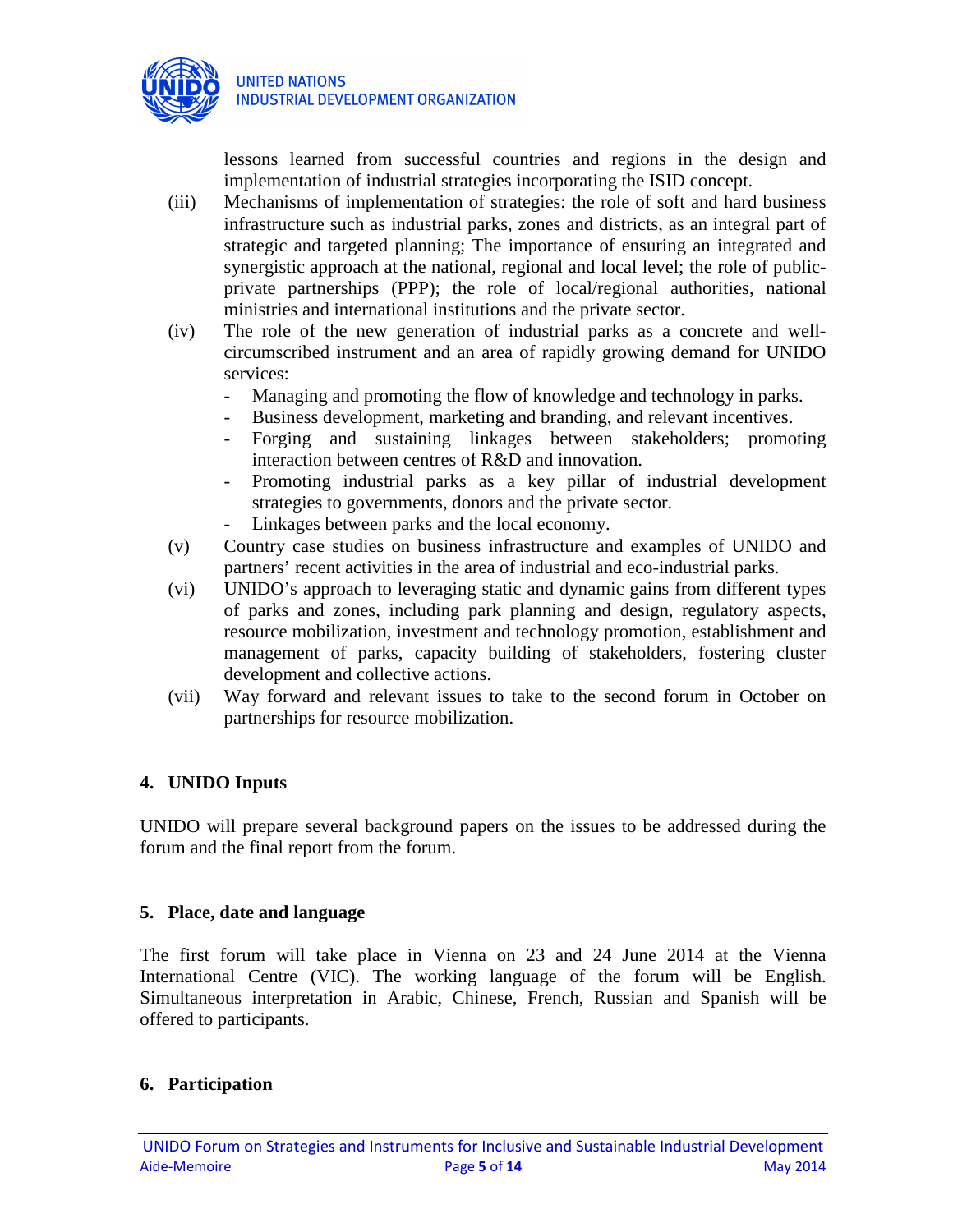lessons learned from successful countries and regions in the design and implementation of industrial strategies incorporating the ISID concept.

(iii) Mechanisms of implementation of strategies: the role of soft and hard business infrastructure such as industrial parks, zones and districts, as an integral part of strategic and targeted planning; The importance of ensuring an integrated and synergistic approach at the national, regional and local level; the role of public-private partnerships (PPP); the role of local/regional authorities, national ministries and international institutions and the private sector.

(iv) The role of the new generation of industrial parks as a concrete and well-circumscribed instrument and an area of rapidly growing demand for UNIDO services:

- Managing and promoting the flow of knowledge and technology in parks.
- Business development, marketing and branding, and relevant incentives.
- Forging and sustaining linkages between stakeholders; promoting interaction between centres of R&D and innovation.
- Promoting industrial parks as a key pillar of industrial development strategies to governments, donors and the private sector.
- Linkages between parks and the local economy.

(v) Country case studies on business infrastructure and examples of UNIDO and partners' recent activities in the area of industrial and eco-industrial parks.

(vi) UNIDO's approach to leveraging static and dynamic gains from different types of parks and zones, including park planning and design, regulatory aspects, resource mobilization, investment and technology promotion, establishment and management of parks, capacity building of stakeholders, fostering cluster development and collective actions.

(vii) Way forward and relevant issues to take to the second forum in October on partnerships for resource mobilization.

## 4. UNIDO Inputs

UNIDO will prepare several background papers on the issues to be addressed during the forum and the final report from the forum.

## 5. Place, date and language

The first forum will take place in Vienna on 23 and 24 June 2014 at the Vienna International Centre (VIC). The working language of the forum will be English. Simultaneous interpretation in Arabic, Chinese, French, Russian and Spanish will be offered to participants.

## 6. Participation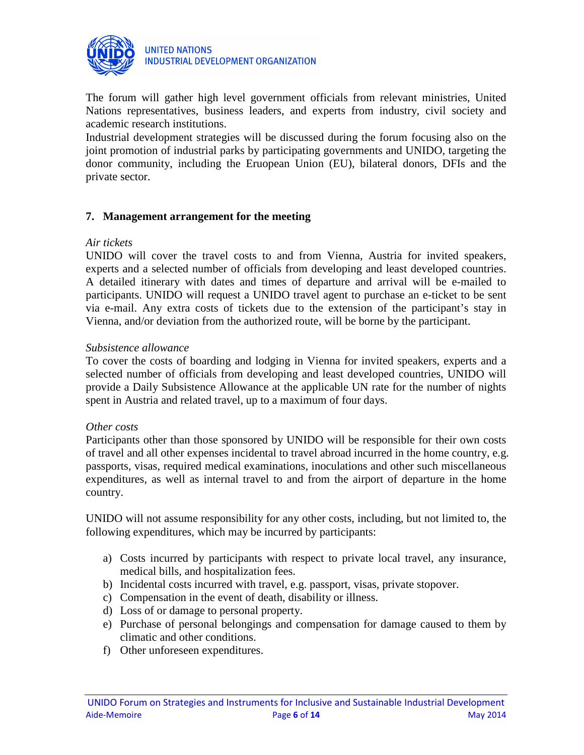The forum will gather high level government officials from relevant ministries, United Nations representatives, business leaders, and experts from industry, civil society and academic research institutions.
Industrial development strategies will be discussed during the forum focusing also on the joint promotion of industrial parks by participating governments and UNIDO, targeting the donor community, including the Eruopean Union (EU), bilateral donors, DFIs and the private sector.

## 7. Management arrangement for the meeting

*Air tickets*
UNIDO will cover the travel costs to and from Vienna, Austria for invited speakers, experts and a selected number of officials from developing and least developed countries. A detailed itinerary with dates and times of departure and arrival will be e-mailed to participants. UNIDO will request a UNIDO travel agent to purchase an e-ticket to be sent via e-mail. Any extra costs of tickets due to the extension of the participant's stay in Vienna, and/or deviation from the authorized route, will be borne by the participant.

*Subsistence allowance*
To cover the costs of boarding and lodging in Vienna for invited speakers, experts and a selected number of officials from developing and least developed countries, UNIDO will provide a Daily Subsistence Allowance at the applicable UN rate for the number of nights spent in Austria and related travel, up to a maximum of four days.

*Other costs*
Participants other than those sponsored by UNIDO will be responsible for their own costs of travel and all other expenses incidental to travel abroad incurred in the home country, e.g. passports, visas, required medical examinations, inoculations and other such miscellaneous expenditures, as well as internal travel to and from the airport of departure in the home country.

UNIDO will not assume responsibility for any other costs, including, but not limited to, the following expenditures, which may be incurred by participants:

a) Costs incurred by participants with respect to private local travel, any insurance, medical bills, and hospitalization fees.
b) Incidental costs incurred with travel, e.g. passport, visas, private stopover.
c) Compensation in the event of death, disability or illness.
d) Loss of or damage to personal property.
e) Purchase of personal belongings and compensation for damage caused to them by climatic and other conditions.
f) Other unforeseen expenditures.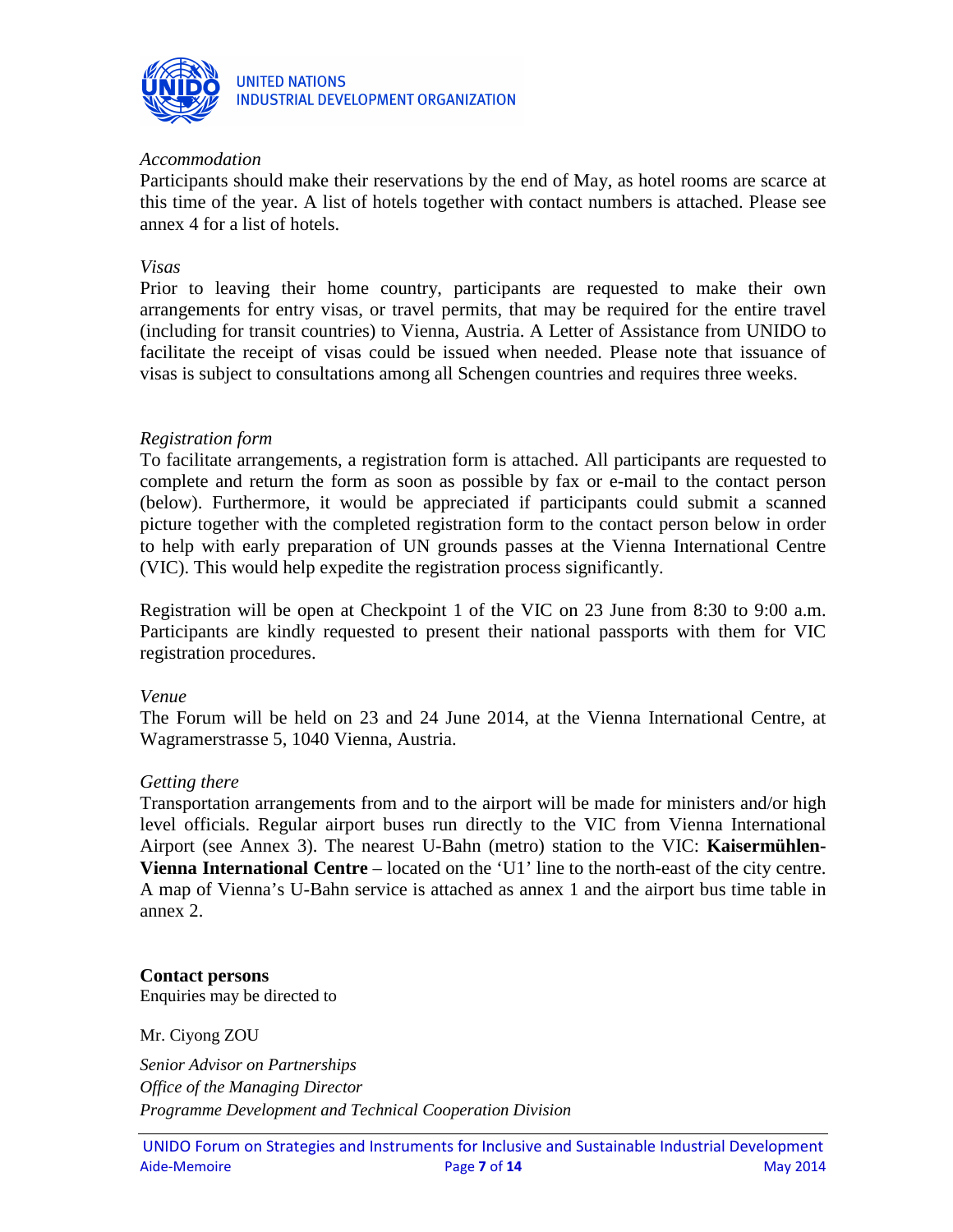*Accommodation*
Participants should make their reservations by the end of May, as hotel rooms are scarce at this time of the year. A list of hotels together with contact numbers is attached. Please see annex 4 for a list of hotels.

*Visas*
Prior to leaving their home country, participants are requested to make their own arrangements for entry visas, or travel permits, that may be required for the entire travel (including for transit countries) to Vienna, Austria. A Letter of Assistance from UNIDO to facilitate the receipt of visas could be issued when needed. Please note that issuance of visas is subject to consultations among all Schengen countries and requires three weeks.

*Registration form*
To facilitate arrangements, a registration form is attached. All participants are requested to complete and return the form as soon as possible by fax or e-mail to the contact person (below). Furthermore, it would be appreciated if participants could submit a scanned picture together with the completed registration form to the contact person below in order to help with early preparation of UN grounds passes at the Vienna International Centre (VIC). This would help expedite the registration process significantly.

Registration will be open at Checkpoint 1 of the VIC on 23 June from 8:30 to 9:00 a.m. Participants are kindly requested to present their national passports with them for VIC registration procedures.

*Venue*
The Forum will be held on 23 and 24 June 2014, at the Vienna International Centre, at Wagramerstrasse 5, 1040 Vienna, Austria.

*Getting there*
Transportation arrangements from and to the airport will be made for ministers and/or high level officials. Regular airport buses run directly to the VIC from Vienna International Airport (see Annex 3). The nearest U-Bahn (metro) station to the VIC: **Kaisermühlen-Vienna International Centre** – located on the 'U1' line to the north-east of the city centre. A map of Vienna's U-Bahn service is attached as annex 1 and the airport bus time table in annex 2.

**Contact persons**
Enquiries may be directed to

Mr. Ciyong ZOU

*Senior Advisor on Partnerships*
*Office of the Managing Director*
*Programme Development and Technical Cooperation Division*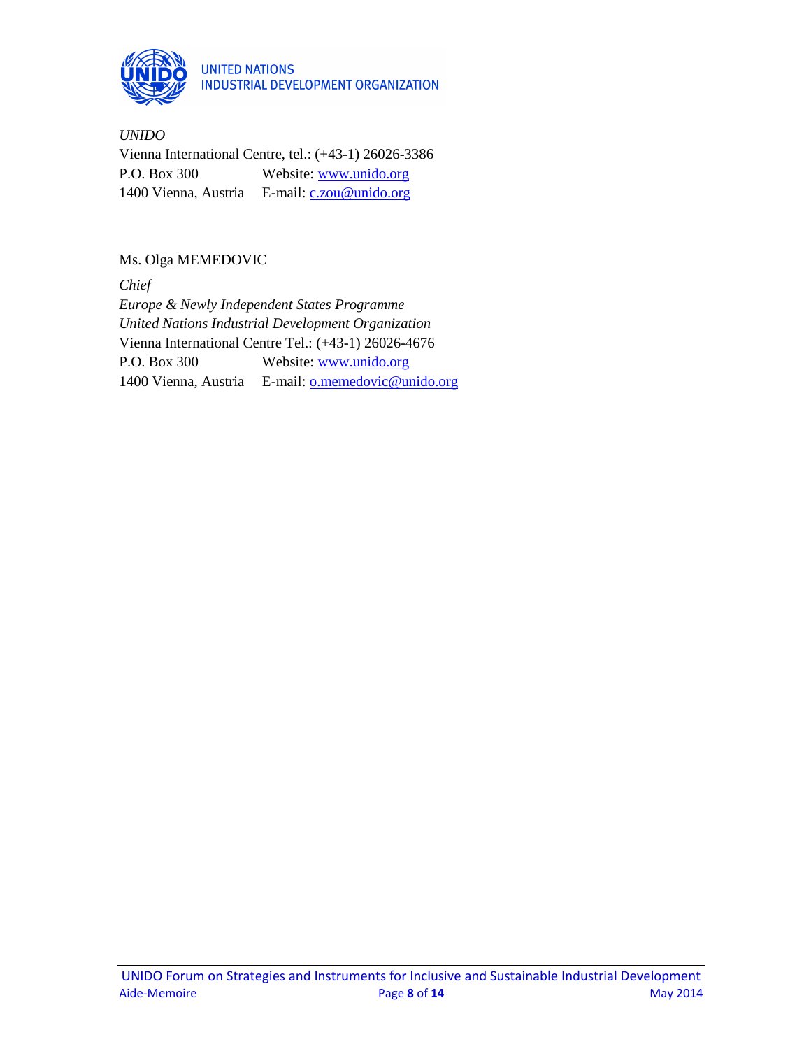UNITED NATIONS
INDUSTRIAL DEVELOPMENT ORGANIZATION

*UNIDO*
Vienna International Centre, tel.: (+43-1) 26026-3386
P.O. Box 300 Website: www.unido.org
1400 Vienna, Austria E-mail: c.zou@unido.org

Ms. Olga MEMEDOVIC

*Chief*
*Europe & Newly Independent States Programme*
*United Nations Industrial Development Organization*
Vienna International Centre Tel.: (+43-1) 26026-4676
P.O. Box 300 Website: www.unido.org
1400 Vienna, Austria E-mail: o.memedovic@unido.org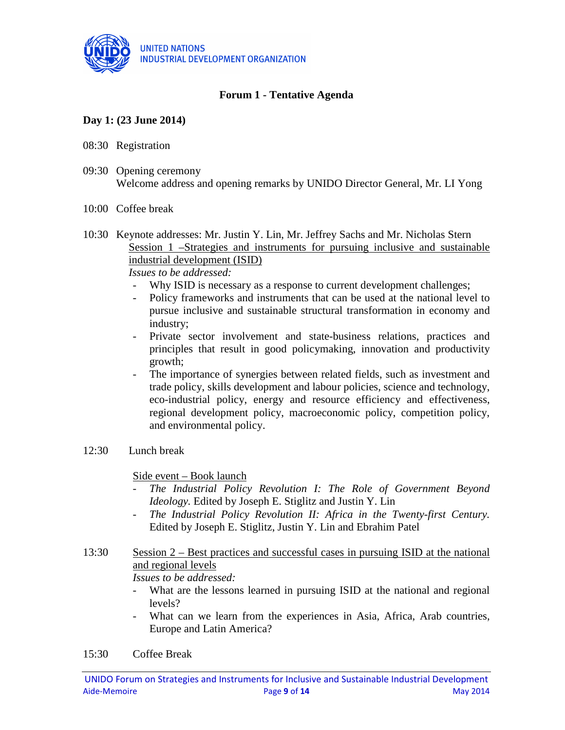## Forum 1 - Tentative Agenda

**Day 1: (23 June 2014)**

08:30 Registration

09:30 Opening ceremony
Welcome address and opening remarks by UNIDO Director General, Mr. LI Yong

10:00 Coffee break

10:30 Keynote addresses: Mr. Justin Y. Lin, Mr. Jeffrey Sachs and Mr. Nicholas Stern

Session 1 –Strategies and instruments for pursuing inclusive and sustainable industrial development (ISID)

*Issues to be addressed:*

- Why ISID is necessary as a response to current development challenges;
- Policy frameworks and instruments that can be used at the national level to pursue inclusive and sustainable structural transformation in economy and industry;
- Private sector involvement and state-business relations, practices and principles that result in good policymaking, innovation and productivity growth;
- The importance of synergies between related fields, such as investment and trade policy, skills development and labour policies, science and technology, eco-industrial policy, energy and resource efficiency and effectiveness, regional development policy, macroeconomic policy, competition policy, and environmental policy.

12:30 Lunch break

Side event – Book launch

- *The Industrial Policy Revolution I: The Role of Government Beyond Ideology*. Edited by Joseph E. Stiglitz and Justin Y. Lin
- *The Industrial Policy Revolution II: Africa in the Twenty-first Century.* Edited by Joseph E. Stiglitz, Justin Y. Lin and Ebrahim Patel

13:30 Session 2 – Best practices and successful cases in pursuing ISID at the national and regional levels

*Issues to be addressed:*

- What are the lessons learned in pursuing ISID at the national and regional levels?
- What can we learn from the experiences in Asia, Africa, Arab countries, Europe and Latin America?

15:30 Coffee Break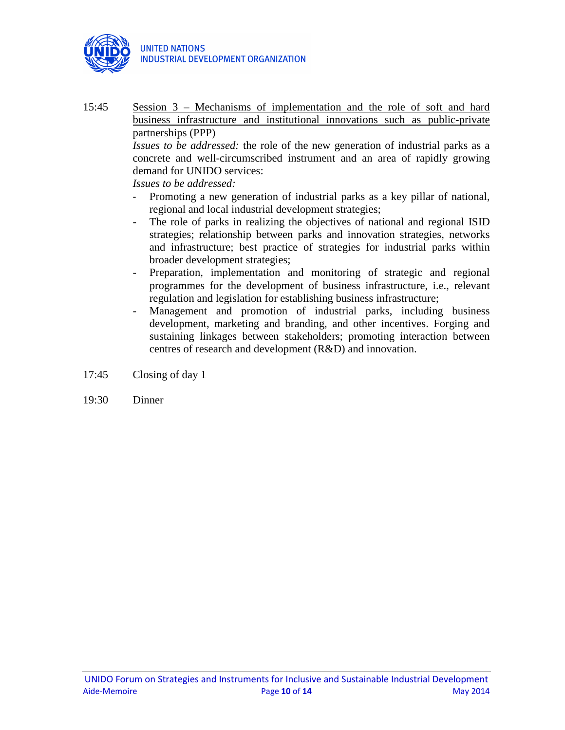15:45 <u>Session 3 – Mechanisms of implementation and the role of soft and hard business infrastructure and institutional innovations such as public-private partnerships (PPP)</u>

*Issues to be addressed:* the role of the new generation of industrial parks as a concrete and well-circumscribed instrument and an area of rapidly growing demand for UNIDO services:

*Issues to be addressed:*

- Promoting a new generation of industrial parks as a key pillar of national, regional and local industrial development strategies;
- The role of parks in realizing the objectives of national and regional ISID strategies; relationship between parks and innovation strategies, networks and infrastructure; best practice of strategies for industrial parks within broader development strategies;
- Preparation, implementation and monitoring of strategic and regional programmes for the development of business infrastructure, i.e., relevant regulation and legislation for establishing business infrastructure;
- Management and promotion of industrial parks, including business development, marketing and branding, and other incentives. Forging and sustaining linkages between stakeholders; promoting interaction between centres of research and development (R&D) and innovation.

17:45 Closing of day 1

19:30 Dinner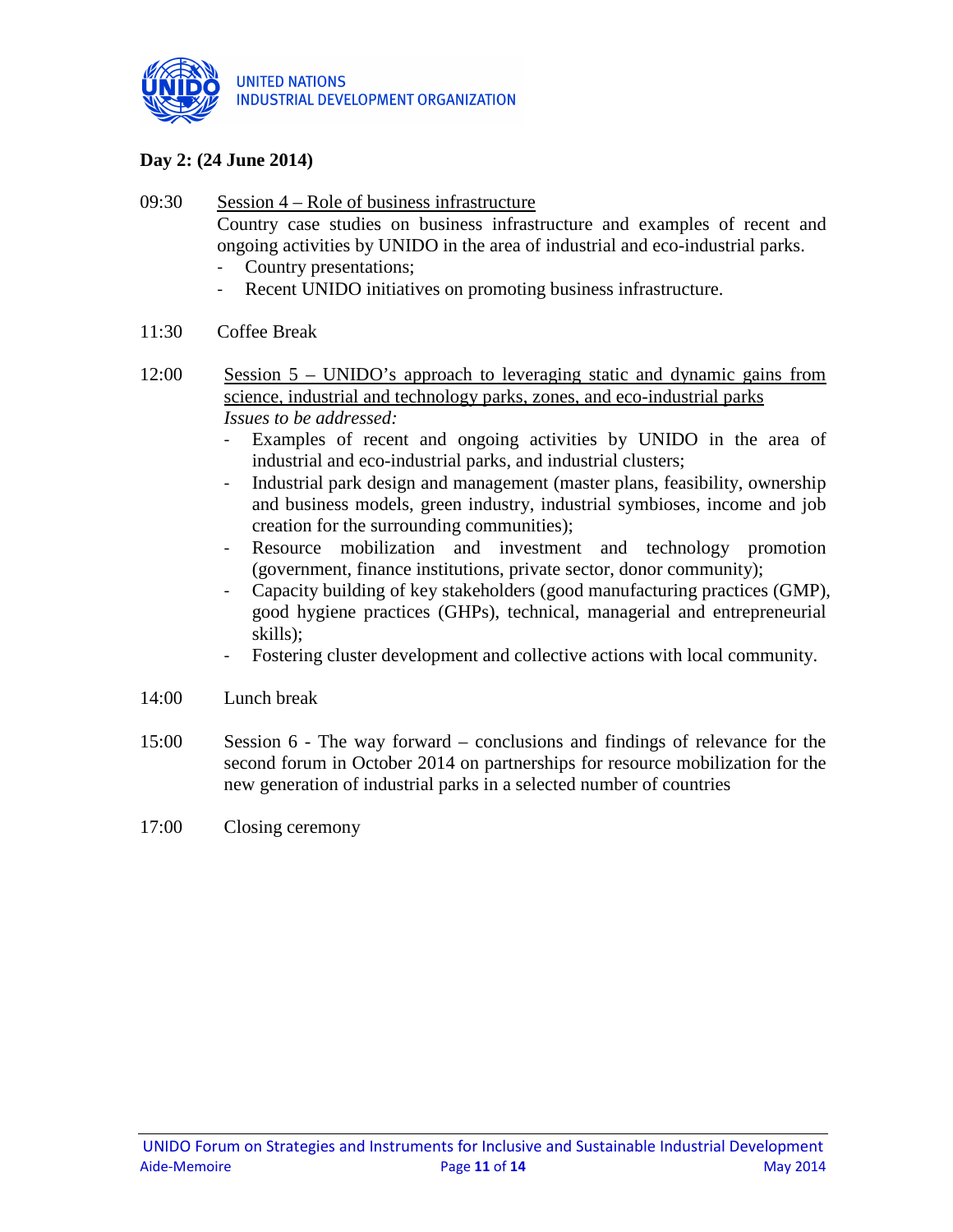**Day 2: (24 June 2014)**

09:30 Session 4 – Role of business infrastructure

Country case studies on business infrastructure and examples of recent and ongoing activities by UNIDO in the area of industrial and eco-industrial parks.

- Country presentations;
- Recent UNIDO initiatives on promoting business infrastructure.

11:30 Coffee Break

12:00 Session 5 – UNIDO's approach to leveraging static and dynamic gains from science, industrial and technology parks, zones, and eco-industrial parks

*Issues to be addressed:*

- Examples of recent and ongoing activities by UNIDO in the area of industrial and eco-industrial parks, and industrial clusters;
- Industrial park design and management (master plans, feasibility, ownership and business models, green industry, industrial symbioses, income and job creation for the surrounding communities);
- Resource mobilization and investment and technology promotion (government, finance institutions, private sector, donor community);
- Capacity building of key stakeholders (good manufacturing practices (GMP), good hygiene practices (GHPs), technical, managerial and entrepreneurial skills);
- Fostering cluster development and collective actions with local community.

14:00 Lunch break

15:00 Session 6 - The way forward – conclusions and findings of relevance for the second forum in October 2014 on partnerships for resource mobilization for the new generation of industrial parks in a selected number of countries

17:00 Closing ceremony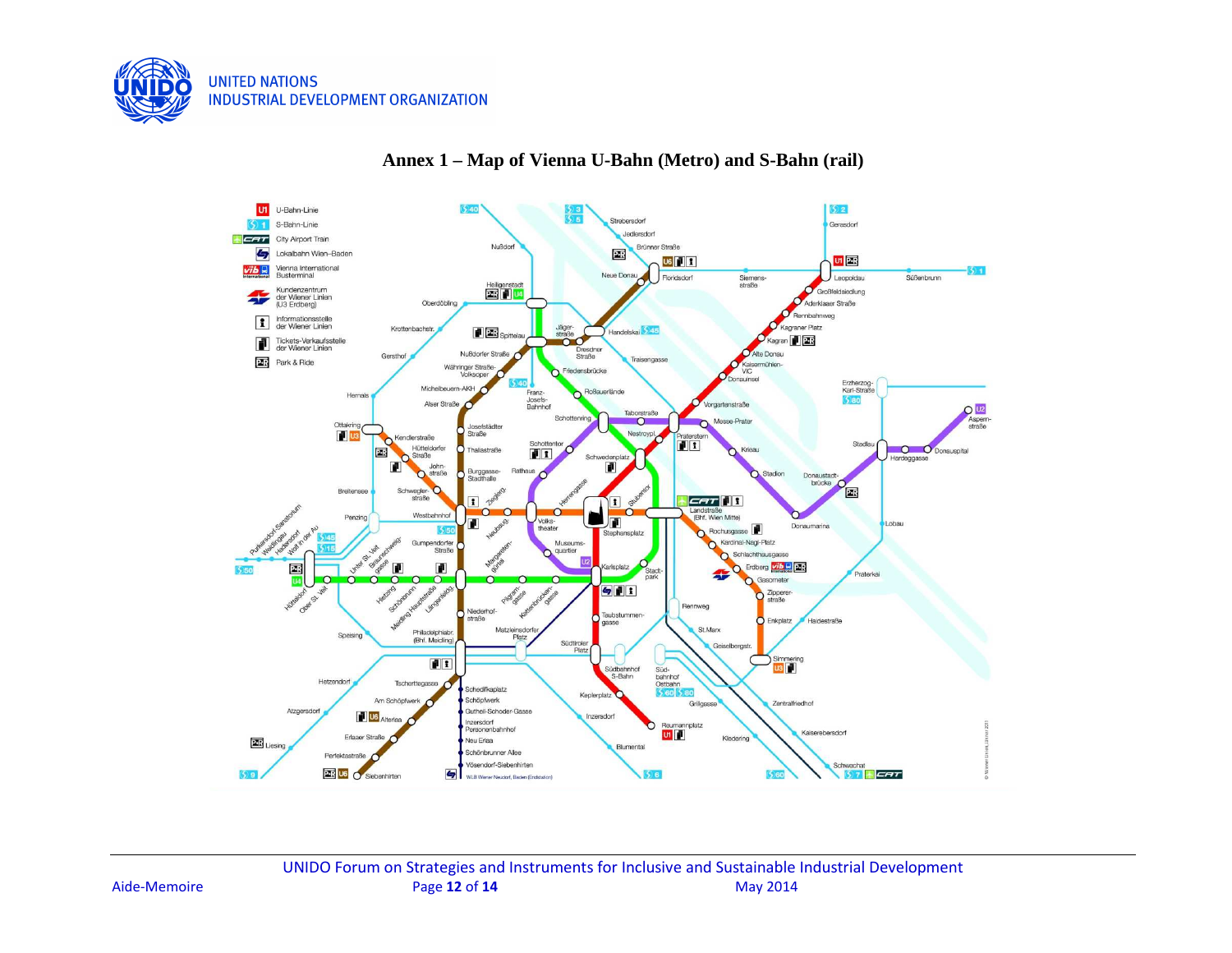# Annex 1 – Map of Vienna U-Bahn (Metro) and S-Bahn (rail)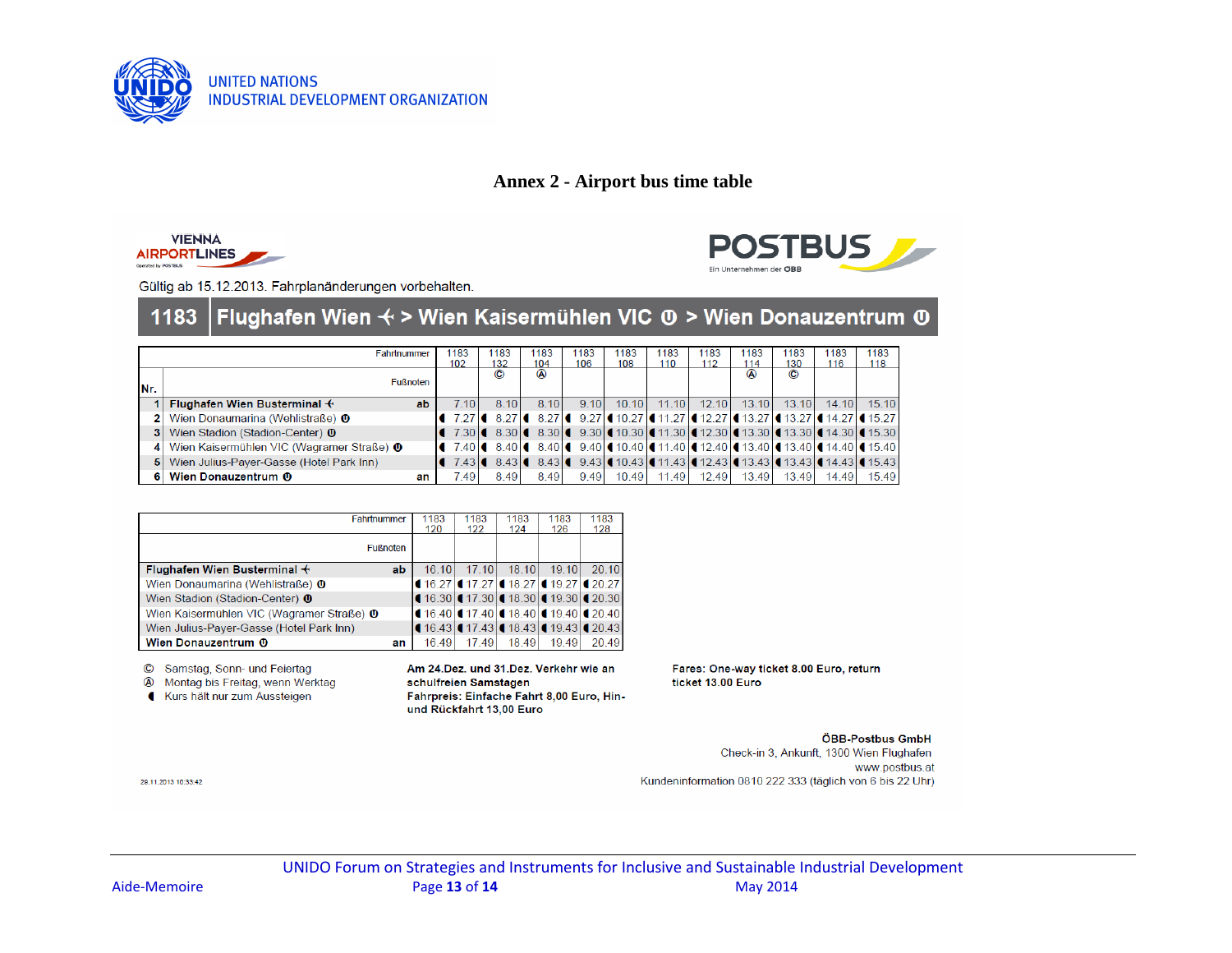# Annex 2 - Airport bus time table

VIENNA AIRPORTLINES

POSTBUS
Ein Unternehmen der ÖBB

Gültig ab 15.12.2013. Fahrplanänderungen vorbehalten.

## 1183 Flughafen Wien ✈ > Wien Kaisermühlen VIC Ⓤ > Wien Donauzentrum Ⓤ

| Nr. | Fahrtnummer | | 1183 102 | 1183 132 | 1183 104 | 1183 106 | 1183 108 | 1183 110 | 1183 112 | 1183 114 | 1183 130 | 1183 116 | 1183 118 |
|---|---|---|---|---|---|---|---|---|---|---|---|---|---|
| | Fußnoten | | | © | Ⓐ | | | | | Ⓐ | © | | |
| 1 | **Flughafen Wien Busterminal ✈** | ab | 7.10 | 8.10 | 8.10 | 9.10 | 10.10 | 11.10 | 12.10 | 13.10 | 13.10 | 14.10 | 15.10 |
| 2 | Wien Donaumarina (Wehlistraße) Ⓤ | | ◖ 7.27 | ◖ 8.27 | ◖ 8.27 | ◖ 9.27 | ◖ 10.27 | ◖ 11.27 | ◖ 12.27 | ◖ 13.27 | ◖ 13.27 | ◖ 14.27 | ◖ 15.27 |
| 3 | Wien Stadion (Stadion-Center) Ⓤ | | ◖ 7.30 | ◖ 8.30 | ◖ 8.30 | ◖ 9.30 | ◖ 10.30 | ◖ 11.30 | ◖ 12.30 | ◖ 13.30 | ◖ 13.30 | ◖ 14.30 | ◖ 15.30 |
| 4 | Wien Kaisermühlen VIC (Wagramer Straße) Ⓤ | | ◖ 7.40 | ◖ 8.40 | ◖ 8.40 | ◖ 9.40 | ◖ 10.40 | ◖ 11.40 | ◖ 12.40 | ◖ 13.40 | ◖ 13.40 | ◖ 14.40 | ◖ 15.40 |
| 5 | Wien Julius-Payer-Gasse (Hotel Park Inn) | | ◖ 7.43 | ◖ 8.43 | ◖ 8.43 | ◖ 9.43 | ◖ 10.43 | ◖ 11.43 | ◖ 12.43 | ◖ 13.43 | ◖ 13.43 | ◖ 14.43 | ◖ 15.43 |
| 6 | **Wien Donauzentrum Ⓤ** | an | 7.49 | 8.49 | 8.49 | 9.49 | 10.49 | 11.49 | 12.49 | 13.49 | 13.49 | 14.49 | 15.49 |

| Fahrtnummer | | 1183 120 | 1183 122 | 1183 124 | 1183 126 | 1183 128 |
|---|---|---|---|---|---|---|
| Fußnoten | | | | | | |
| **Flughafen Wien Busterminal ✈** | ab | 16.10 | 17.10 | 18.10 | 19.10 | 20.10 |
| Wien Donaumarina (Wehlistraße) Ⓤ | | ◖ 16.27 | ◖ 17.27 | ◖ 18.27 | ◖ 19.27 | ◖ 20.27 |
| Wien Stadion (Stadion-Center) Ⓤ | | ◖ 16.30 | ◖ 17.30 | ◖ 18.30 | ◖ 19.30 | ◖ 20.30 |
| Wien Kaisermühlen VIC (Wagramer Straße) Ⓤ | | ◖ 16.40 | ◖ 17.40 | ◖ 18.40 | ◖ 19.40 | ◖ 20.40 |
| Wien Julius-Payer-Gasse (Hotel Park Inn) | | ◖ 16.43 | ◖ 17.43 | ◖ 18.43 | ◖ 19.43 | ◖ 20.43 |
| **Wien Donauzentrum Ⓤ** | an | 16.49 | 17.49 | 18.49 | 19.49 | 20.49 |

© Samstag, Sonn- und Feiertag
Ⓐ Montag bis Freitag, wenn Werktag
◖ Kurs hält nur zum Aussteigen

**Am 24.Dez. und 31.Dez. Verkehr wie an schulfreien Samstagen**
**Fahrpreis: Einfache Fahrt 8,00 Euro, Hin- und Rückfahrt 13,00 Euro**

**Fares: One-way ticket 8.00 Euro, return ticket 13.00 Euro**

**ÖBB-Postbus GmbH**
Check-in 3, Ankunft, 1300 Wien Flughafen
www.postbus.at
Kundeninformation 0810 222 333 (täglich von 6 bis 22 Uhr)

29.11.2013 10:33:42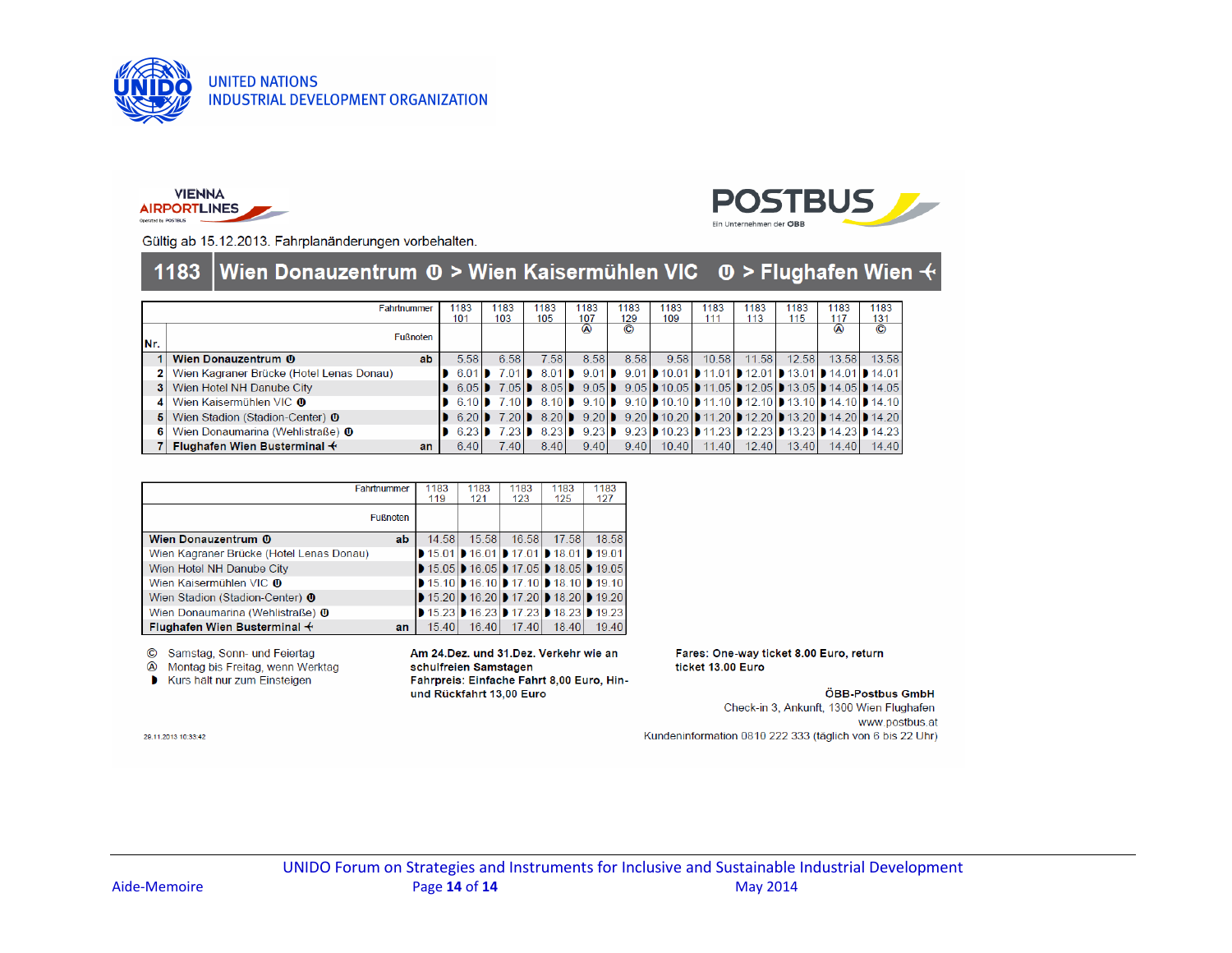VIENNA AIRPORTLINES

POSTBUS
Ein Unternehmen der ÖBB

Gültig ab 15.12.2013. Fahrplanänderungen vorbehalten.

## 1183 Wien Donauzentrum Ⓤ > Wien Kaisermühlen VIC Ⓤ > Flughafen Wien ✈

| Nr. | Fahrtnummer | | 1183 101 | 1183 103 | 1183 105 | 1183 107 | 1183 129 | 1183 109 | 1183 111 | 1183 113 | 1183 115 | 1183 117 | 1183 131 |
|---|---|---|---|---|---|---|---|---|---|---|---|---|---|
| | Fußnoten | | | | | Ⓐ | © | | | | | Ⓐ | © |
| 1 | Wien Donauzentrum Ⓤ | ab | 5.58 | 6.58 | 7.58 | 8.58 | 8.58 | 9.58 | 10.58 | 11.58 | 12.58 | 13.58 | 13.58 |
| 2 | Wien Kagraner Brücke (Hotel Lenas Donau) | | ◗ 6.01 | ◗ 7.01 | ◗ 8.01 | ◗ 9.01 | ◗ 9.01 | ◗ 10.01 | ◗ 11.01 | ◗ 12.01 | ◗ 13.01 | ◗ 14.01 | ◗ 14.01 |
| 3 | Wien Hotel NH Danube City | | ◗ 6.05 | ◗ 7.05 | ◗ 8.05 | ◗ 9.05 | ◗ 9.05 | ◗ 10.05 | ◗ 11.05 | ◗ 12.05 | ◗ 13.05 | ◗ 14.05 | ◗ 14.05 |
| 4 | Wien Kaisermühlen VIC Ⓤ | | ◗ 6.10 | ◗ 7.10 | ◗ 8.10 | ◗ 9.10 | ◗ 9.10 | ◗ 10.10 | ◗ 11.10 | ◗ 12.10 | ◗ 13.10 | ◗ 14.10 | ◗ 14.10 |
| 5 | Wien Stadion (Stadion-Center) Ⓤ | | ◗ 6.20 | ◗ 7.20 | ◗ 8.20 | ◗ 9.20 | ◗ 9.20 | ◗ 10.20 | ◗ 11.20 | ◗ 12.20 | ◗ 13.20 | ◗ 14.20 | ◗ 14.20 |
| 6 | Wien Donaumarina (Wehlistraße) Ⓤ | | ◗ 6.23 | ◗ 7.23 | ◗ 8.23 | ◗ 9.23 | ◗ 9.23 | ◗ 10.23 | ◗ 11.23 | ◗ 12.23 | ◗ 13.23 | ◗ 14.23 | ◗ 14.23 |
| 7 | Flughafen Wien Busterminal ✈ | an | 6.40 | 7.40 | 8.40 | 9.40 | 9.40 | 10.40 | 11.40 | 12.40 | 13.40 | 14.40 | 14.40 |

| Fahrtnummer | | 1183 119 | 1183 121 | 1183 123 | 1183 125 | 1183 127 |
|---|---|---|---|---|---|---|
| Fußnoten | | | | | | |
| Wien Donauzentrum Ⓤ | ab | 14.58 | 15.58 | 16.58 | 17.58 | 18.58 |
| Wien Kagraner Brücke (Hotel Lenas Donau) | | ◗ 15.01 | ◗ 16.01 | ◗ 17.01 | ◗ 18.01 | ◗ 19.01 |
| Wien Hotel NH Danube City | | ◗ 15.05 | ◗ 16.05 | ◗ 17.05 | ◗ 18.05 | ◗ 19.05 |
| Wien Kaisermühlen VIC Ⓤ | | ◗ 15.10 | ◗ 16.10 | ◗ 17.10 | ◗ 18.10 | ◗ 19.10 |
| Wien Stadion (Stadion-Center) Ⓤ | | ◗ 15.20 | ◗ 16.20 | ◗ 17.20 | ◗ 18.20 | ◗ 19.20 |
| Wien Donaumarina (Wehlistraße) Ⓤ | | ◗ 15.23 | ◗ 16.23 | ◗ 17.23 | ◗ 18.23 | ◗ 19.23 |
| Flughafen Wien Busterminal ✈ | an | 15.40 | 16.40 | 17.40 | 18.40 | 19.40 |

© Samstag, Sonn- und Feiertag
Ⓐ Montag bis Freitag, wenn Werktag
◗ Kurs hält nur zum Einsteigen

**Am 24.Dez. und 31.Dez. Verkehr wie an schulfreien Samstagen**
**Fahrpreis: Einfache Fahrt 8,00 Euro, Hin- und Rückfahrt 13,00 Euro**

**Fares: One-way ticket 8.00 Euro, return ticket 13.00 Euro**

**ÖBB-Postbus GmbH**
Check-in 3, Ankunft, 1300 Wien Flughafen
www.postbus.at
Kundeninformation 0810 222 333 (täglich von 6 bis 22 Uhr)

29.11.2013 10:33:42